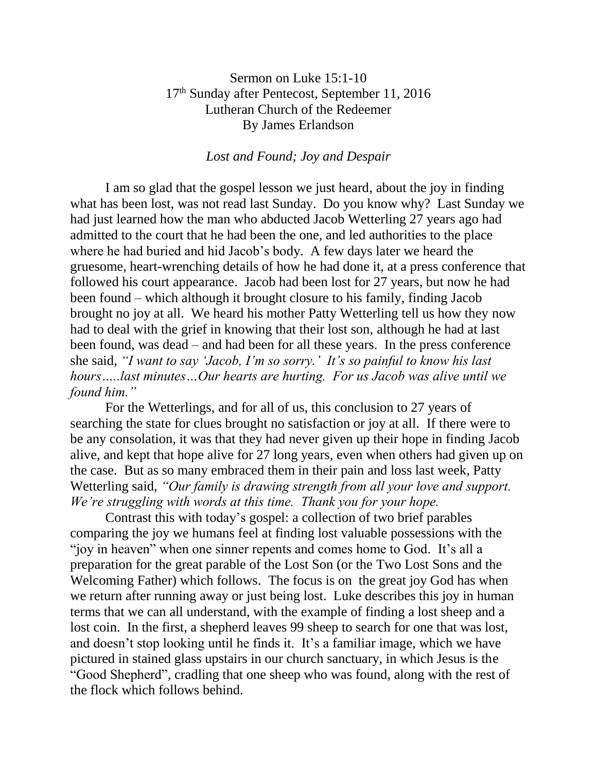Sermon on Luke 15:1-10

17th Sunday after Pentecost, September 11, 2016

Lutheran Church of the Redeemer

By James Erlandson

*Lost and Found; Joy and Despair*

I am so glad that the gospel lesson we just heard, about the joy in finding what has been lost, was not read last Sunday. Do you know why? Last Sunday we had just learned how the man who abducted Jacob Wetterling 27 years ago had admitted to the court that he had been the one, and led authorities to the place where he had buried and hid Jacob's body. A few days later we heard the gruesome, heart-wrenching details of how he had done it, at a press conference that followed his court appearance. Jacob had been lost for 27 years, but now he had been found – which although it brought closure to his family, finding Jacob brought no joy at all. We heard his mother Patty Wetterling tell us how they now had to deal with the grief in knowing that their lost son, although he had at last been found, was dead – and had been for all these years. In the press conference she said, *"I want to say 'Jacob, I'm so sorry.' It's so painful to know his last hours…..last minutes…Our hearts are hurting. For us Jacob was alive until we found him."*

For the Wetterlings, and for all of us, this conclusion to 27 years of searching the state for clues brought no satisfaction or joy at all. If there were to be any consolation, it was that they had never given up their hope in finding Jacob alive, and kept that hope alive for 27 long years, even when others had given up on the case. But as so many embraced them in their pain and loss last week, Patty Wetterling said, *"Our family is drawing strength from all your love and support. We're struggling with words at this time. Thank you for your hope.*

Contrast this with today's gospel: a collection of two brief parables comparing the joy we humans feel at finding lost valuable possessions with the "joy in heaven" when one sinner repents and comes home to God. It's all a preparation for the great parable of the Lost Son (or the Two Lost Sons and the Welcoming Father) which follows. The focus is on the great joy God has when we return after running away or just being lost. Luke describes this joy in human terms that we can all understand, with the example of finding a lost sheep and a lost coin. In the first, a shepherd leaves 99 sheep to search for one that was lost, and doesn't stop looking until he finds it. It's a familiar image, which we have pictured in stained glass upstairs in our church sanctuary, in which Jesus is the "Good Shepherd", cradling that one sheep who was found, along with the rest of the flock which follows behind.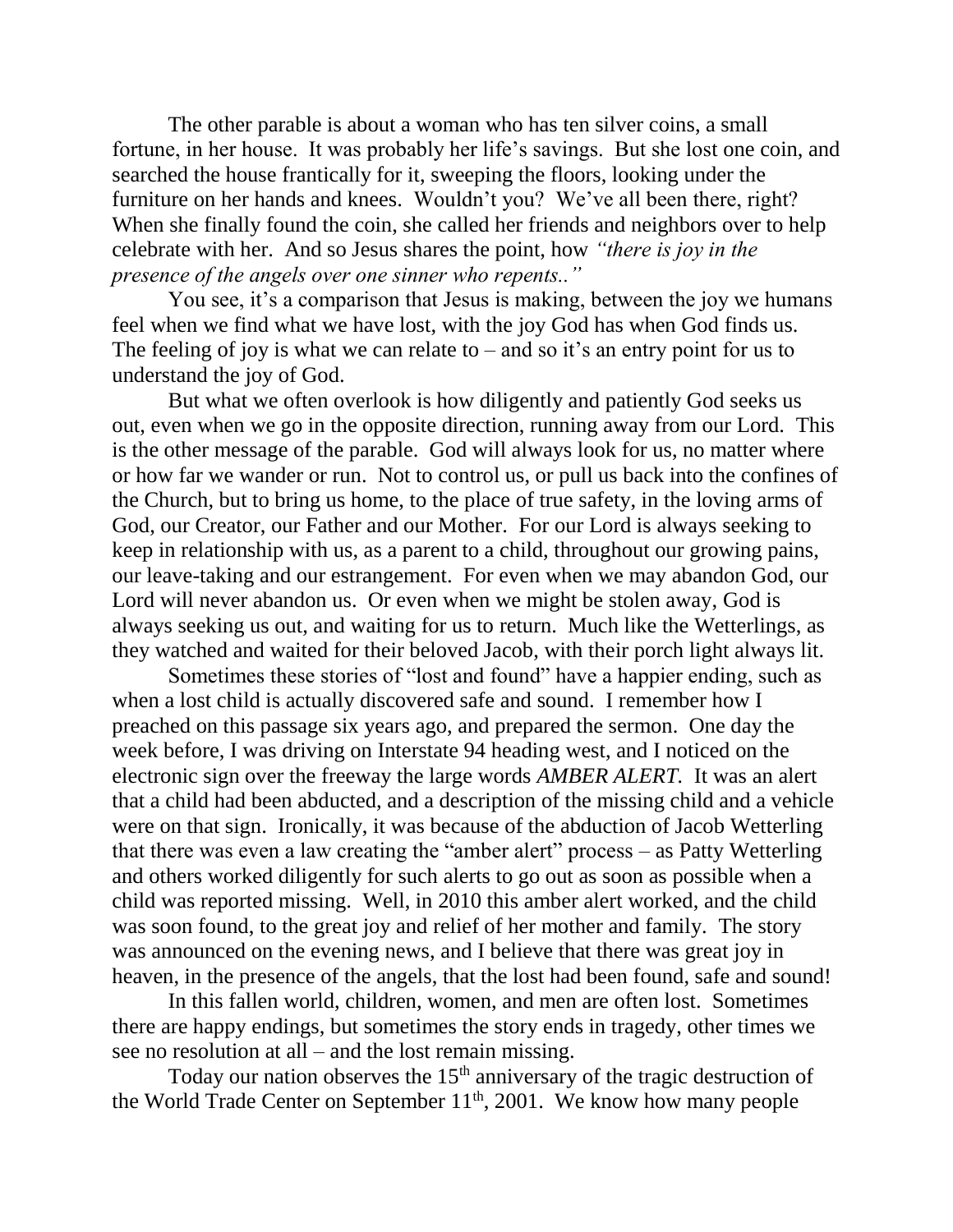The other parable is about a woman who has ten silver coins, a small fortune, in her house. It was probably her life's savings. But she lost one coin, and searched the house frantically for it, sweeping the floors, looking under the furniture on her hands and knees. Wouldn't you? We've all been there, right? When she finally found the coin, she called her friends and neighbors over to help celebrate with her. And so Jesus shares the point, how *"there is joy in the presence of the angels over one sinner who repents.."*

You see, it's a comparison that Jesus is making, between the joy we humans feel when we find what we have lost, with the joy God has when God finds us. The feeling of joy is what we can relate to – and so it's an entry point for us to understand the joy of God.

But what we often overlook is how diligently and patiently God seeks us out, even when we go in the opposite direction, running away from our Lord. This is the other message of the parable. God will always look for us, no matter where or how far we wander or run. Not to control us, or pull us back into the confines of the Church, but to bring us home, to the place of true safety, in the loving arms of God, our Creator, our Father and our Mother. For our Lord is always seeking to keep in relationship with us, as a parent to a child, throughout our growing pains, our leave-taking and our estrangement. For even when we may abandon God, our Lord will never abandon us. Or even when we might be stolen away, God is always seeking us out, and waiting for us to return. Much like the Wetterlings, as they watched and waited for their beloved Jacob, with their porch light always lit.

Sometimes these stories of "lost and found" have a happier ending, such as when a lost child is actually discovered safe and sound. I remember how I preached on this passage six years ago, and prepared the sermon. One day the week before, I was driving on Interstate 94 heading west, and I noticed on the electronic sign over the freeway the large words *AMBER ALERT.* It was an alert that a child had been abducted, and a description of the missing child and a vehicle were on that sign. Ironically, it was because of the abduction of Jacob Wetterling that there was even a law creating the "amber alert" process – as Patty Wetterling and others worked diligently for such alerts to go out as soon as possible when a child was reported missing. Well, in 2010 this amber alert worked, and the child was soon found, to the great joy and relief of her mother and family. The story was announced on the evening news, and I believe that there was great joy in heaven, in the presence of the angels, that the lost had been found, safe and sound!

In this fallen world, children, women, and men are often lost. Sometimes there are happy endings, but sometimes the story ends in tragedy, other times we see no resolution at all – and the lost remain missing.

Today our nation observes the 15th anniversary of the tragic destruction of the World Trade Center on September 11th, 2001. We know how many people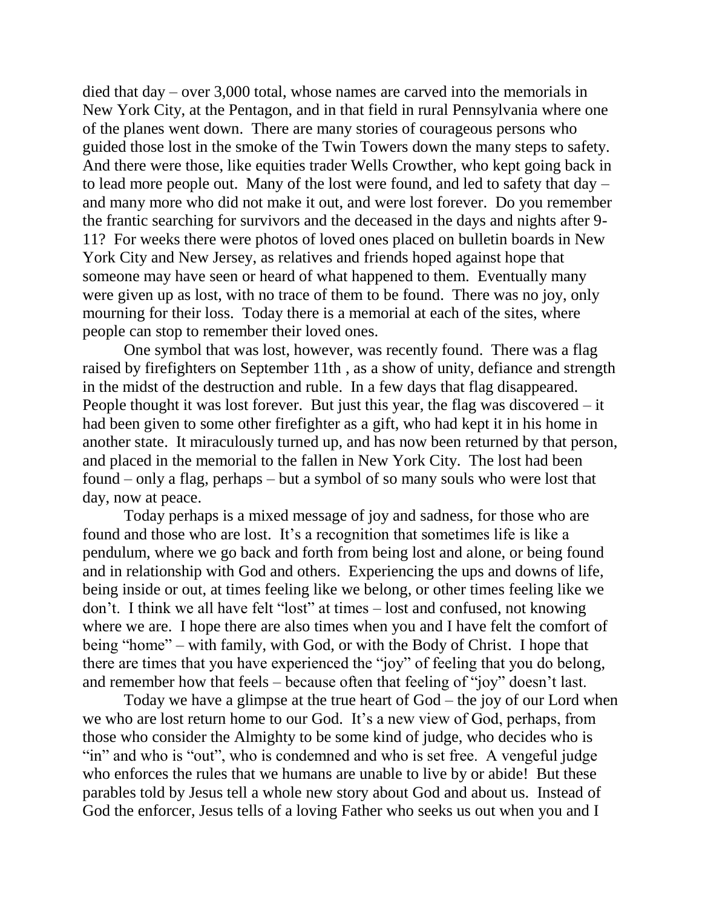died that day – over 3,000 total, whose names are carved into the memorials in New York City, at the Pentagon, and in that field in rural Pennsylvania where one of the planes went down. There are many stories of courageous persons who guided those lost in the smoke of the Twin Towers down the many steps to safety. And there were those, like equities trader Wells Crowther, who kept going back in to lead more people out. Many of the lost were found, and led to safety that day – and many more who did not make it out, and were lost forever. Do you remember the frantic searching for survivors and the deceased in the days and nights after 9-11? For weeks there were photos of loved ones placed on bulletin boards in New York City and New Jersey, as relatives and friends hoped against hope that someone may have seen or heard of what happened to them. Eventually many were given up as lost, with no trace of them to be found. There was no joy, only mourning for their loss. Today there is a memorial at each of the sites, where people can stop to remember their loved ones.

One symbol that was lost, however, was recently found. There was a flag raised by firefighters on September 11th , as a show of unity, defiance and strength in the midst of the destruction and ruble. In a few days that flag disappeared. People thought it was lost forever. But just this year, the flag was discovered – it had been given to some other firefighter as a gift, who had kept it in his home in another state. It miraculously turned up, and has now been returned by that person, and placed in the memorial to the fallen in New York City. The lost had been found – only a flag, perhaps – but a symbol of so many souls who were lost that day, now at peace.

Today perhaps is a mixed message of joy and sadness, for those who are found and those who are lost. It's a recognition that sometimes life is like a pendulum, where we go back and forth from being lost and alone, or being found and in relationship with God and others. Experiencing the ups and downs of life, being inside or out, at times feeling like we belong, or other times feeling like we don't. I think we all have felt "lost" at times – lost and confused, not knowing where we are. I hope there are also times when you and I have felt the comfort of being "home" – with family, with God, or with the Body of Christ. I hope that there are times that you have experienced the "joy" of feeling that you do belong, and remember how that feels – because often that feeling of "joy" doesn't last.

Today we have a glimpse at the true heart of God – the joy of our Lord when we who are lost return home to our God. It's a new view of God, perhaps, from those who consider the Almighty to be some kind of judge, who decides who is "in" and who is "out", who is condemned and who is set free. A vengeful judge who enforces the rules that we humans are unable to live by or abide! But these parables told by Jesus tell a whole new story about God and about us. Instead of God the enforcer, Jesus tells of a loving Father who seeks us out when you and I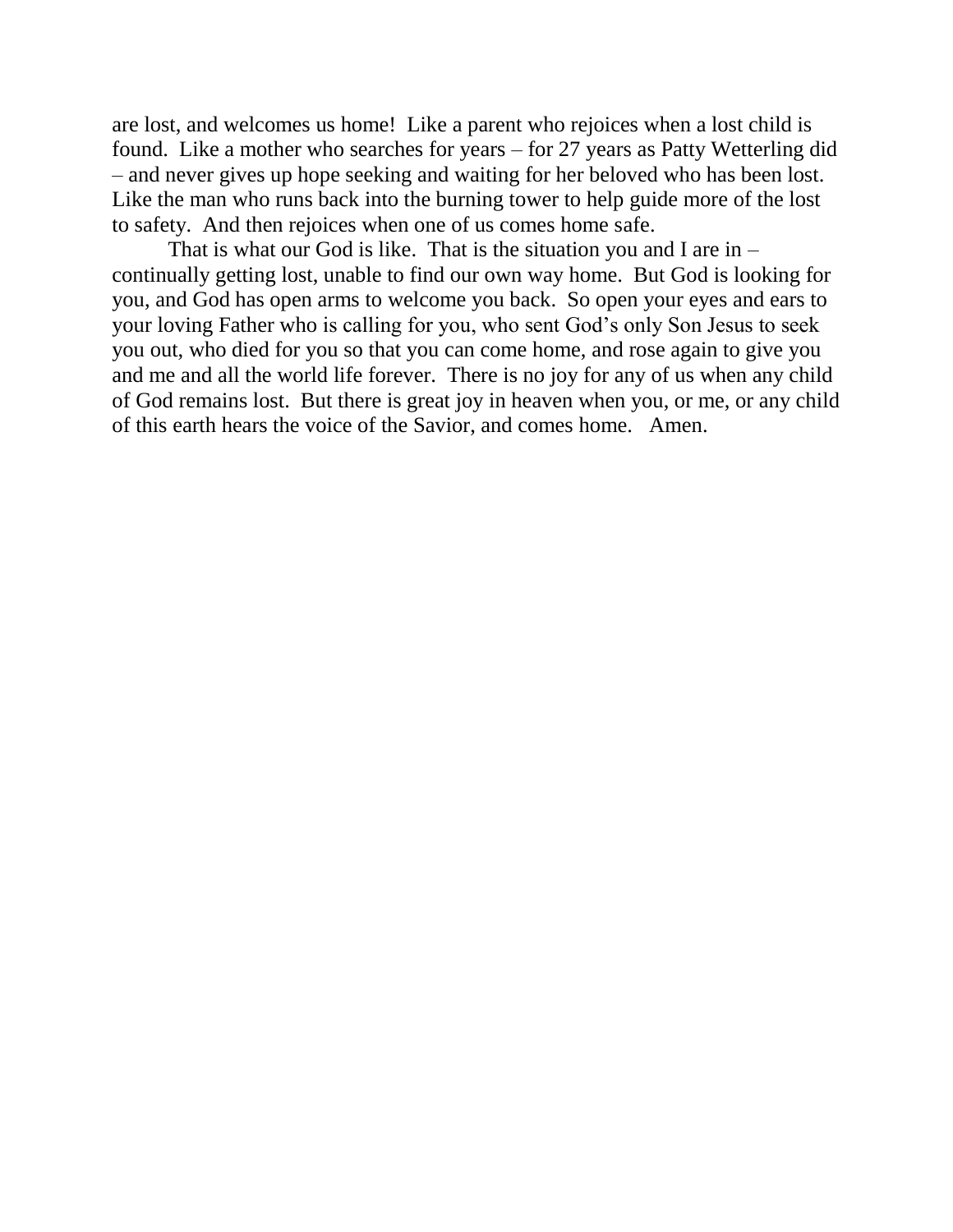are lost, and welcomes us home! Like a parent who rejoices when a lost child is found. Like a mother who searches for years – for 27 years as Patty Wetterling did – and never gives up hope seeking and waiting for her beloved who has been lost. Like the man who runs back into the burning tower to help guide more of the lost to safety. And then rejoices when one of us comes home safe.

That is what our God is like. That is the situation you and I are in – continually getting lost, unable to find our own way home. But God is looking for you, and God has open arms to welcome you back. So open your eyes and ears to your loving Father who is calling for you, who sent God's only Son Jesus to seek you out, who died for you so that you can come home, and rose again to give you and me and all the world life forever. There is no joy for any of us when any child of God remains lost. But there is great joy in heaven when you, or me, or any child of this earth hears the voice of the Savior, and comes home. Amen.